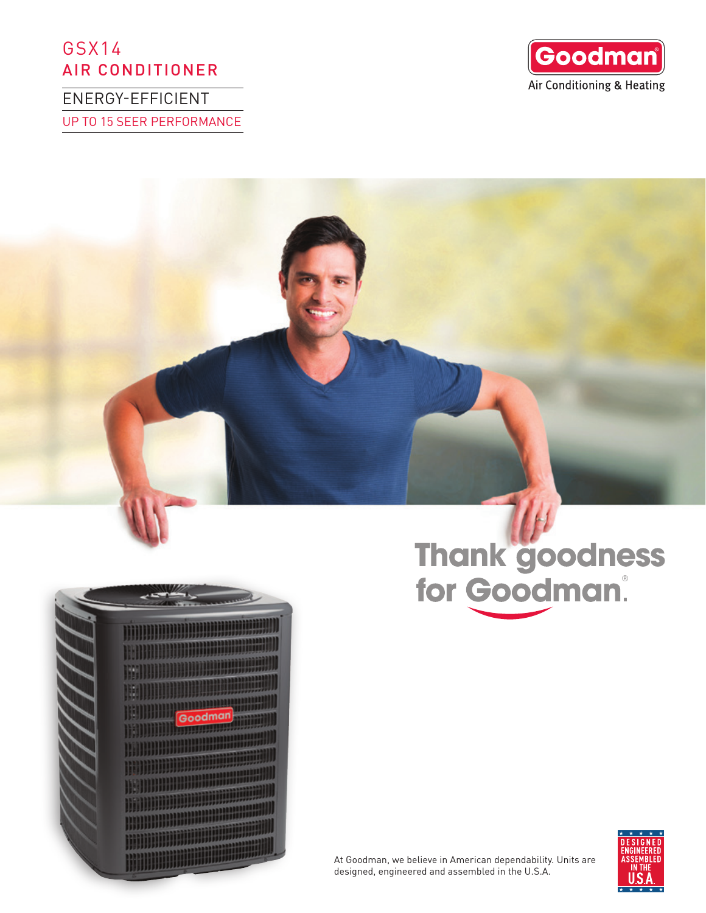# GSX14
## AIR CONDITIONER

ENERGY-EFFICIENT

UP TO 15 SEER PERFORMANCE

Goodman® Air Conditioning & Heating

Thank goodness for Goodman®.

At Goodman, we believe in American dependability. Units are designed, engineered and assembled in the U.S.A.

DESIGNED ENGINEERED ASSEMBLED IN THE U.S.A.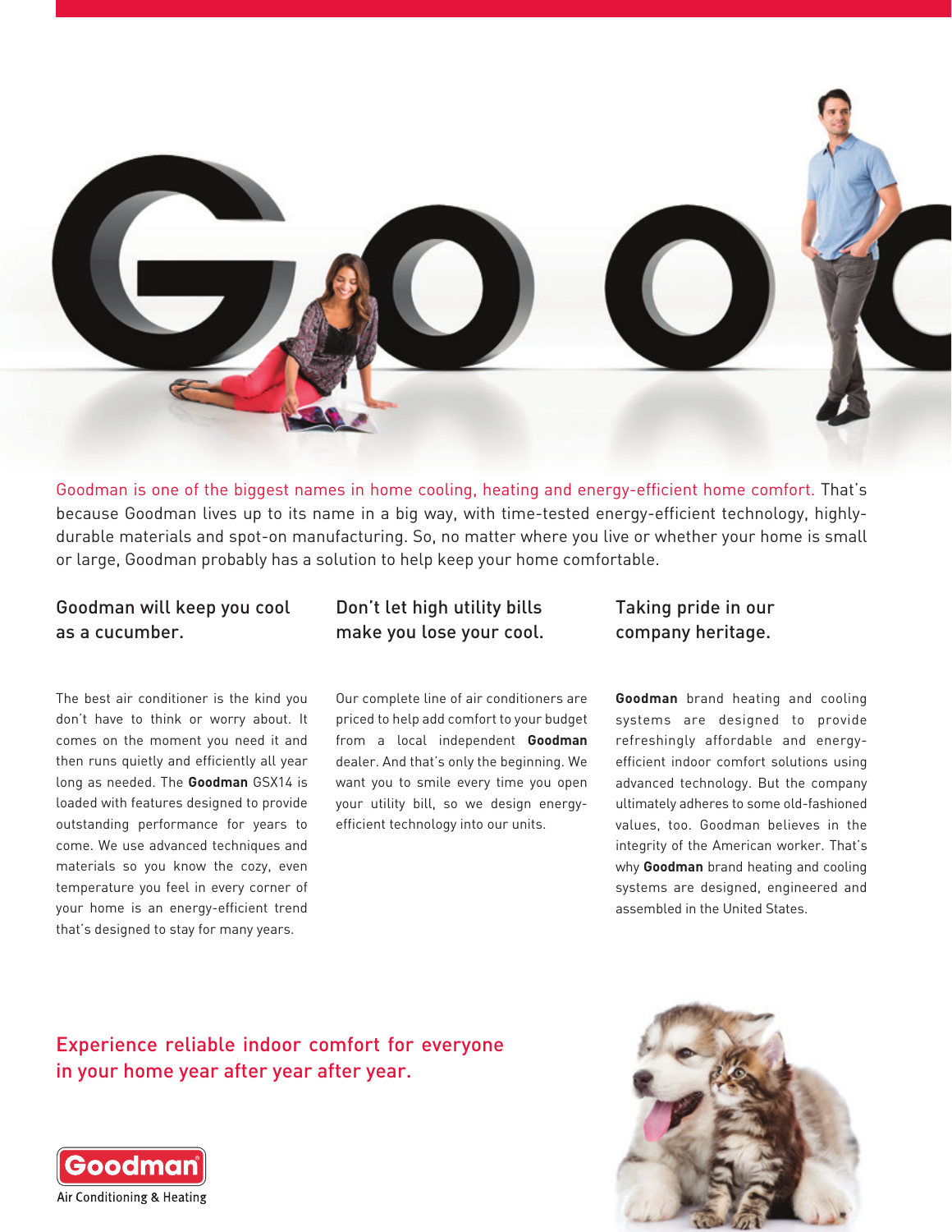Goodman is one of the biggest names in home cooling, heating and energy-efficient home comfort. That's because Goodman lives up to its name in a big way, with time-tested energy-efficient technology, highly-durable materials and spot-on manufacturing. So, no matter where you live or whether your home is small or large, Goodman probably has a solution to help keep your home comfortable.

## Goodman will keep you cool as a cucumber.

The best air conditioner is the kind you don't have to think or worry about. It comes on the moment you need it and then runs quietly and efficiently all year long as needed. The **Goodman** GSX14 is loaded with features designed to provide outstanding performance for years to come. We use advanced techniques and materials so you know the cozy, even temperature you feel in every corner of your home is an energy-efficient trend that's designed to stay for many years.

## Don't let high utility bills make you lose your cool.

Our complete line of air conditioners are priced to help add comfort to your budget from a local independent **Goodman** dealer. And that's only the beginning. We want you to smile every time you open your utility bill, so we design energy-efficient technology into our units.

## Taking pride in our company heritage.

**Goodman** brand heating and cooling systems are designed to provide refreshingly affordable and energy-efficient indoor comfort solutions using advanced technology. But the company ultimately adheres to some old-fashioned values, too. Goodman believes in the integrity of the American worker. That's why **Goodman** brand heating and cooling systems are designed, engineered and assembled in the United States.

## Experience reliable indoor comfort for everyone in your home year after year after year.

Goodman®
Air Conditioning & Heating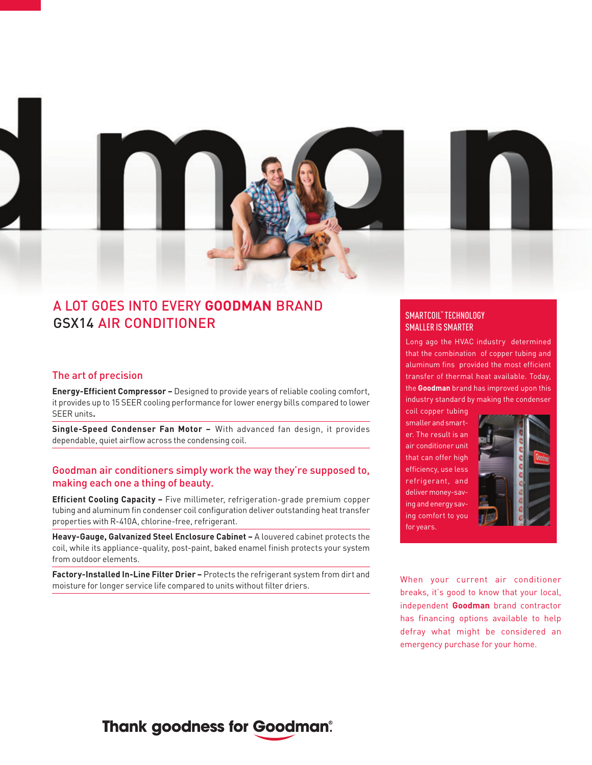# A LOT GOES INTO EVERY **GOODMAN** BRAND GSX14 AIR CONDITIONER

## The art of precision

**Energy-Efficient Compressor –** Designed to provide years of reliable cooling comfort, it provides up to 15 SEER cooling performance for lower energy bills compared to lower SEER units**.**

**Single-Speed Condenser Fan Motor –** With advanced fan design, it provides dependable, quiet airflow across the condensing coil.

## Goodman air conditioners simply work the way they're supposed to, making each one a thing of beauty.

**Efficient Cooling Capacity –** Five millimeter, refrigeration-grade premium copper tubing and aluminum fin condenser coil configuration deliver outstanding heat transfer properties with R-410A, chlorine-free, refrigerant.

**Heavy-Gauge, Galvanized Steel Enclosure Cabinet –** A louvered cabinet protects the coil, while its appliance-quality, post-paint, baked enamel finish protects your system from outdoor elements.

**Factory-Installed In-Line Filter Drier –** Protects the refrigerant system from dirt and moisture for longer service life compared to units without filter driers.

## SMARTCOIL™ TECHNOLOGY SMALLER IS SMARTER

Long ago the HVAC industry determined that the combination of copper tubing and aluminum fins provided the most efficient transfer of thermal heat available. Today, the **Goodman** brand has improved upon this industry standard by making the condenser coil copper tubing smaller and smarter. The result is an air conditioner unit that can offer high efficiency, use less refrigerant, and deliver money-saving and energy saving comfort to you for years.

When your current air conditioner breaks, it's good to know that your local, independent **Goodman** brand contractor has financing options available to help defray what might be considered an emergency purchase for your home.

Thank goodness for Goodman®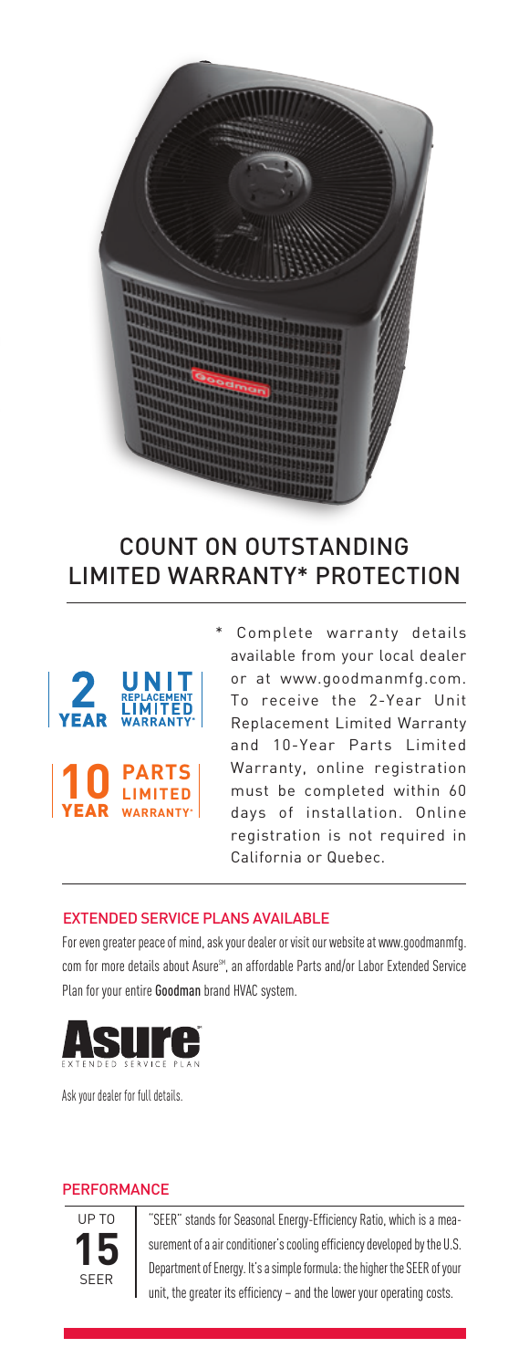## COUNT ON OUTSTANDING LIMITED WARRANTY* PROTECTION

**2 YEAR UNIT REPLACEMENT LIMITED WARRANTY***

**10 YEAR PARTS LIMITED WARRANTY***

* Complete warranty details available from your local dealer or at www.goodmanmfg.com. To receive the 2-Year Unit Replacement Limited Warranty and 10-Year Parts Limited Warranty, online registration must be completed within 60 days of installation. Online registration is not required in California or Quebec.

### EXTENDED SERVICE PLANS AVAILABLE

For even greater peace of mind, ask your dealer or visit our website at www.goodmanmfg.com for more details about Asure[SM], an affordable Parts and/or Labor Extended Service Plan for your entire **Goodman** brand HVAC system.

**Asure** EXTENDED SERVICE PLAN

Ask your dealer for full details.

### PERFORMANCE

**UP TO 15 SEER**

"SEER" stands for Seasonal Energy-Efficiency Ratio, which is a measurement of a air conditioner's cooling efficiency developed by the U.S. Department of Energy. It's a simple formula: the higher the SEER of your unit, the greater its efficiency – and the lower your operating costs.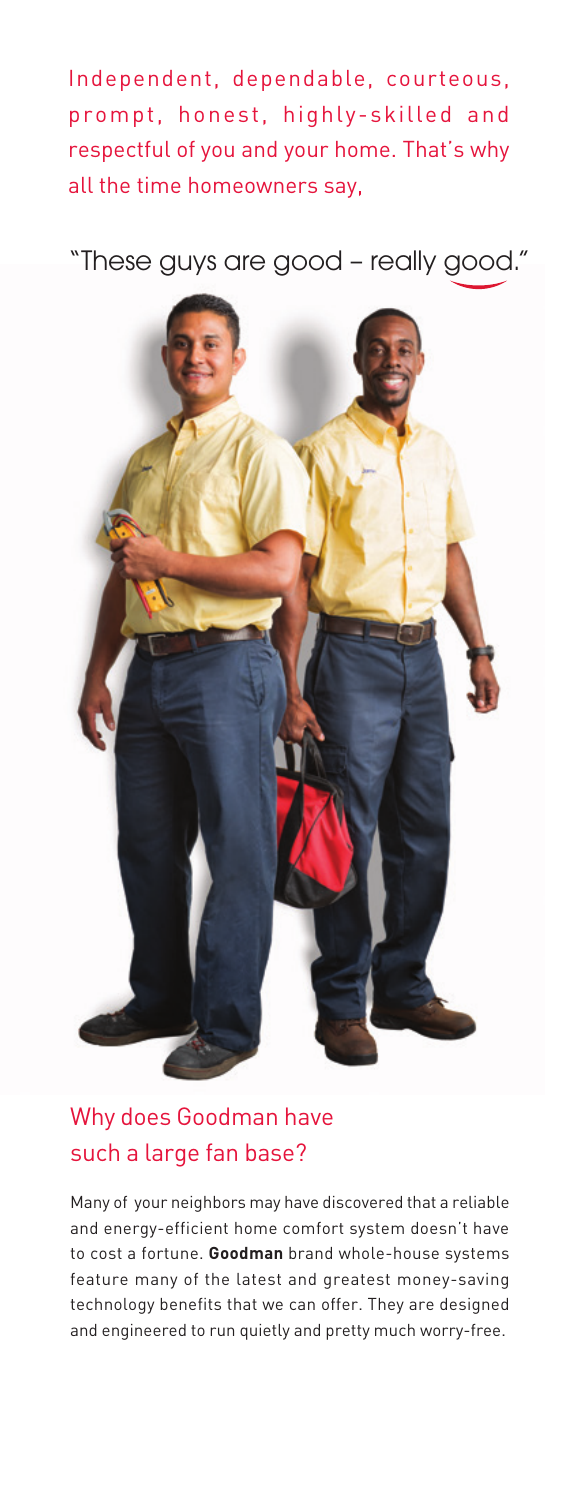Independent, dependable, courteous, prompt, honest, highly-skilled and respectful of you and your home. That's why all the time homeowners say,

"These guys are good – really good."

## Why does Goodman have such a large fan base?

Many of your neighbors may have discovered that a reliable and energy-efficient home comfort system doesn't have to cost a fortune. **Goodman** brand whole-house systems feature many of the latest and greatest money-saving technology benefits that we can offer. They are designed and engineered to run quietly and pretty much worry-free.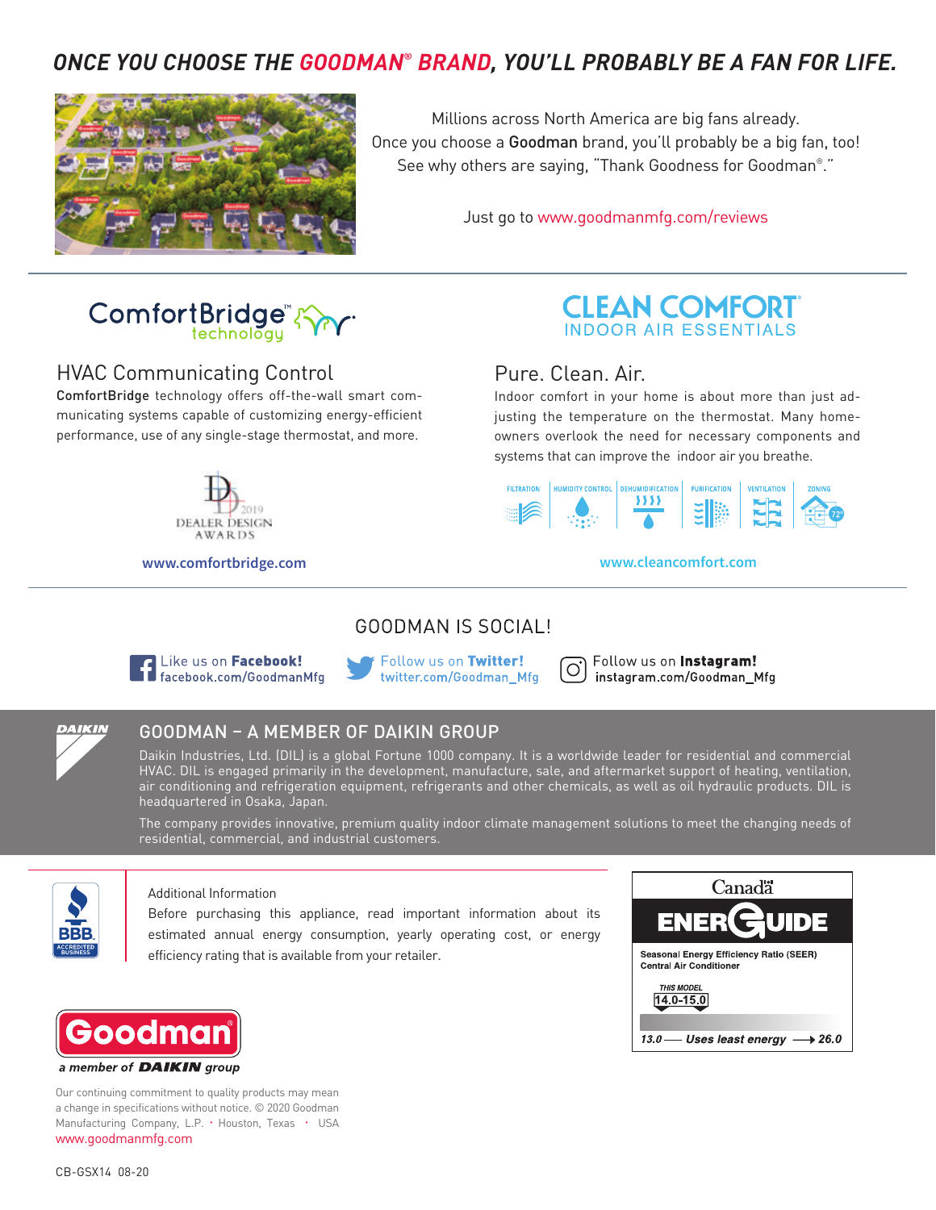# ONCE YOU CHOOSE THE GOODMAN® BRAND, YOU'LL PROBABLY BE A FAN FOR LIFE.

Millions across North America are big fans already.
Once you choose a **Goodman** brand, you'll probably be a big fan, too!
See why others are saying, "Thank Goodness for Goodman®."

Just go to www.goodmanmfg.com/reviews

ComfortBridge™ technology

## HVAC Communicating Control

**ComfortBridge** technology offers off-the-wall smart communicating systems capable of customizing energy-efficient performance, use of any single-stage thermostat, and more.

2019 DEALER DESIGN AWARDS

www.comfortbridge.com

CLEAN COMFORT
INDOOR AIR ESSENTIALS

## Pure. Clean. Air.

Indoor comfort in your home is about more than just adjusting the temperature on the thermostat. Many homeowners overlook the need for necessary components and systems that can improve the indoor air you breathe.

FILTRATION | HUMIDITY CONTROL | DEHUMIDIFICATION | PURIFICATION | VENTILATION | ZONING

www.cleancomfort.com

## GOODMAN IS SOCIAL!

Like us on **Facebook!** facebook.com/GoodmanMfg

Follow us on **Twitter!** twitter.com/Goodman_Mfg

Follow us on **Instagram!** instagram.com/Goodman_Mfg

## GOODMAN – A MEMBER OF DAIKIN GROUP

Daikin Industries, Ltd. (DIL) is a global Fortune 1000 company. It is a worldwide leader for residential and commercial HVAC. DIL is engaged primarily in the development, manufacture, sale, and aftermarket support of heating, ventilation, air conditioning and refrigeration equipment, refrigerants and other chemicals, as well as oil hydraulic products. DIL is headquartered in Osaka, Japan.

The company provides innovative, premium quality indoor climate management solutions to meet the changing needs of residential, commercial, and industrial customers.

Additional Information
Before purchasing this appliance, read important information about its estimated annual energy consumption, yearly operating cost, or energy efficiency rating that is available from your retailer.

Canada ENERGUIDE
Seasonal Energy Efficiency Ratio (SEER)
Central Air Conditioner
THIS MODEL 14.0-15.0
13.0 — Uses least energy → 26.0

Goodman®
*a member of DAIKIN group*

Our continuing commitment to quality products may mean a change in specifications without notice. © 2020 Goodman Manufacturing Company, L.P. • Houston, Texas • USA
www.goodmanmfg.com

CB-GSX14 08-20